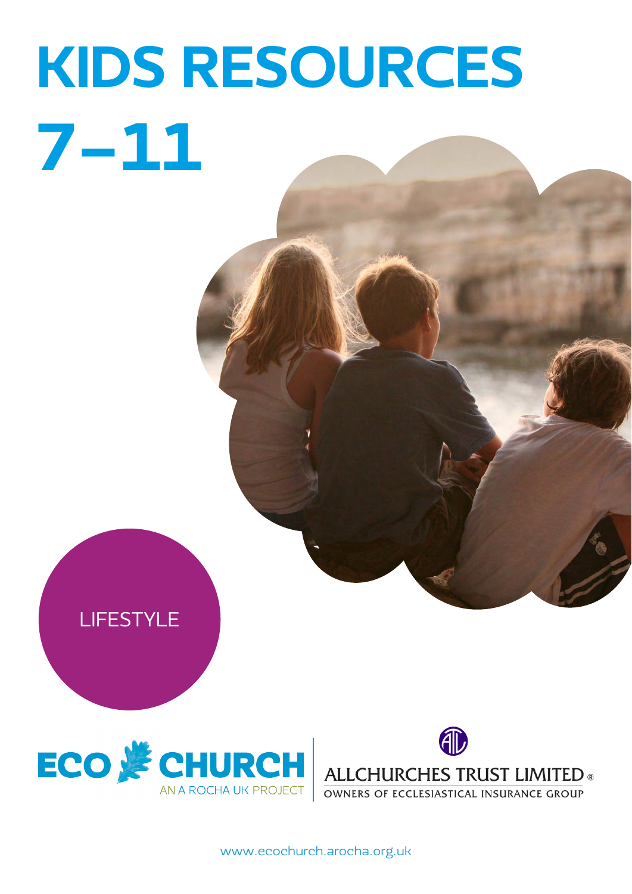# KIDS RESOURCES 7–11

LIFESTYLE

ECO CHURCH
AN A ROCHA UK PROJECT

ALLCHURCHES TRUST LIMITED®
OWNERS OF ECCLESIASTICAL INSURANCE GROUP

www.ecochurch.arocha.org.uk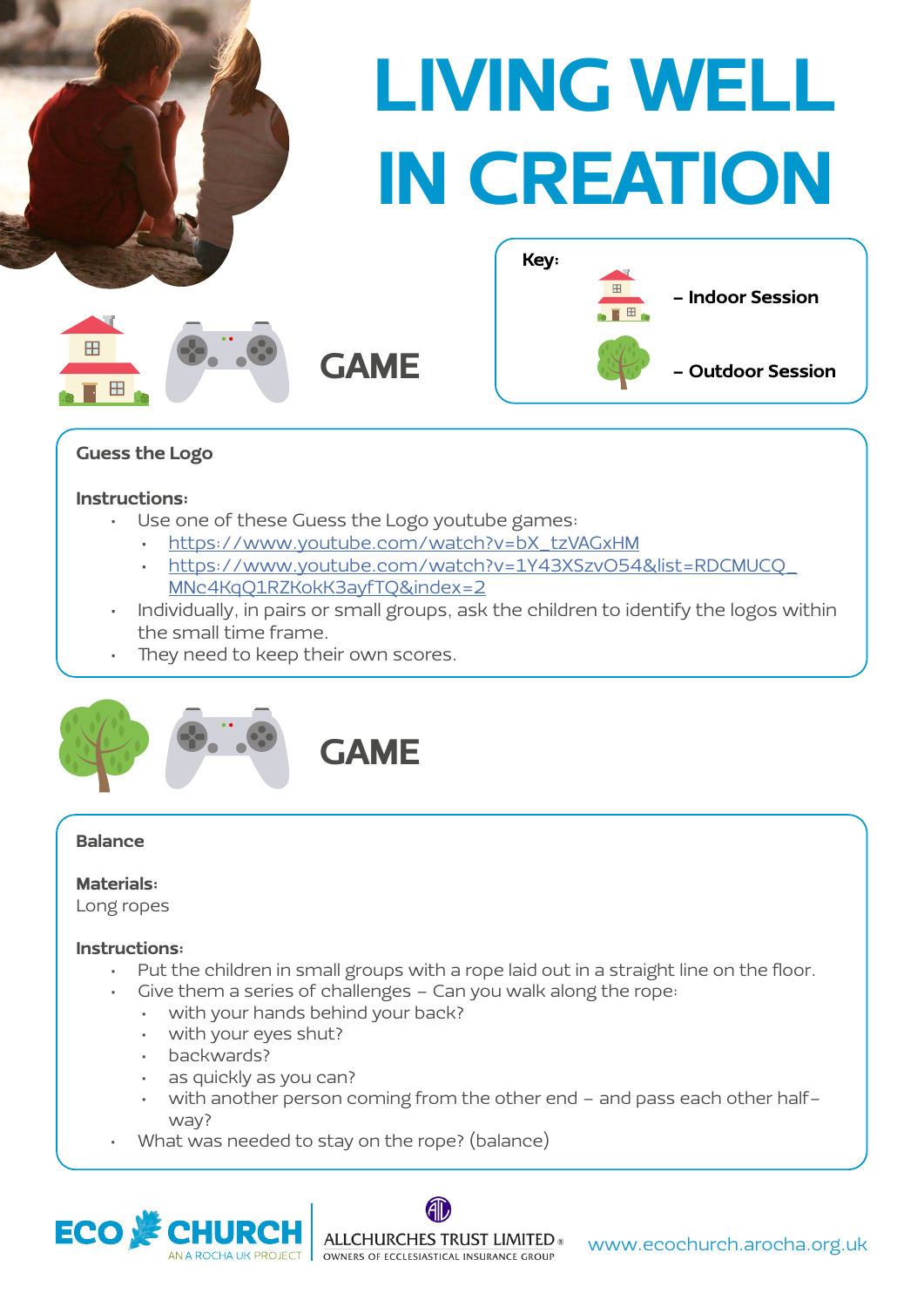# LIVING WELL IN CREATION

**Key:**

– Indoor Session

– Outdoor Session

## GAME

**Guess the Logo**

**Instructions:**

- Use one of these Guess the Logo youtube games:
  - https://www.youtube.com/watch?v=bX_tzVAGxHM
  - https://www.youtube.com/watch?v=1Y43XSzvO54&list=RDCMUCQ_MNc4KqQ1RZKokK3ayfTQ&index=2
- Individually, in pairs or small groups, ask the children to identify the logos within the small time frame.
- They need to keep their own scores.

## GAME

**Balance**

**Materials:**
Long ropes

**Instructions:**

- Put the children in small groups with a rope laid out in a straight line on the floor.
- Give them a series of challenges – Can you walk along the rope:
  - with your hands behind your back?
  - with your eyes shut?
  - backwards?
  - as quickly as you can?
  - with another person coming from the other end – and pass each other half-way?
- What was needed to stay on the rope? (balance)

ECO CHURCH AN A ROCHA UK PROJECT | ALLCHURCHES TRUST LIMITED® OWNERS OF ECCLESIASTICAL INSURANCE GROUP | www.ecochurch.arocha.org.uk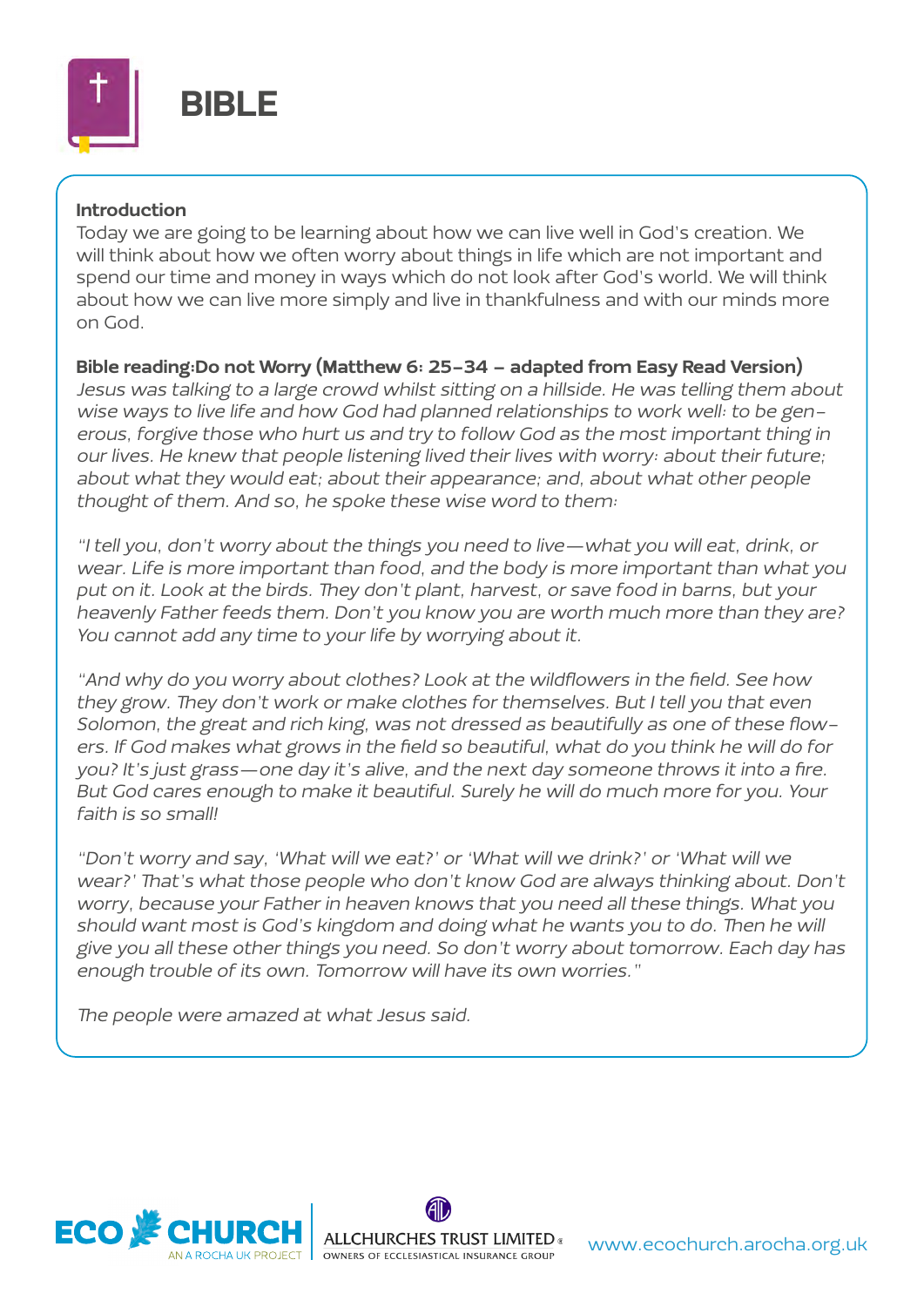# BIBLE

**Introduction**

Today we are going to be learning about how we can live well in God's creation. We will think about how we often worry about things in life which are not important and spend our time and money in ways which do not look after God's world. We will think about how we can live more simply and live in thankfulness and with our minds more on God.

**Bible reading:Do not Worry (Matthew 6: 25–34 – adapted from Easy Read Version)**

*Jesus was talking to a large crowd whilst sitting on a hillside. He was telling them about wise ways to live life and how God had planned relationships to work well: to be generous, forgive those who hurt us and try to follow God as the most important thing in our lives. He knew that people listening lived their lives with worry: about their future; about what they would eat; about their appearance; and, about what other people thought of them. And so, he spoke these wise word to them:*

*"I tell you, don't worry about the things you need to live—what you will eat, drink, or wear. Life is more important than food, and the body is more important than what you put on it. Look at the birds. They don't plant, harvest, or save food in barns, but your heavenly Father feeds them. Don't you know you are worth much more than they are? You cannot add any time to your life by worrying about it.*

*"And why do you worry about clothes? Look at the wildflowers in the field. See how they grow. They don't work or make clothes for themselves. But I tell you that even Solomon, the great and rich king, was not dressed as beautifully as one of these flowers. If God makes what grows in the field so beautiful, what do you think he will do for you? It's just grass—one day it's alive, and the next day someone throws it into a fire. But God cares enough to make it beautiful. Surely he will do much more for you. Your faith is so small!*

*"Don't worry and say, 'What will we eat?' or 'What will we drink?' or 'What will we wear?' That's what those people who don't know God are always thinking about. Don't worry, because your Father in heaven knows that you need all these things. What you should want most is God's kingdom and doing what he wants you to do. Then he will give you all these other things you need. So don't worry about tomorrow. Each day has enough trouble of its own. Tomorrow will have its own worries."*

*The people were amazed at what Jesus said.*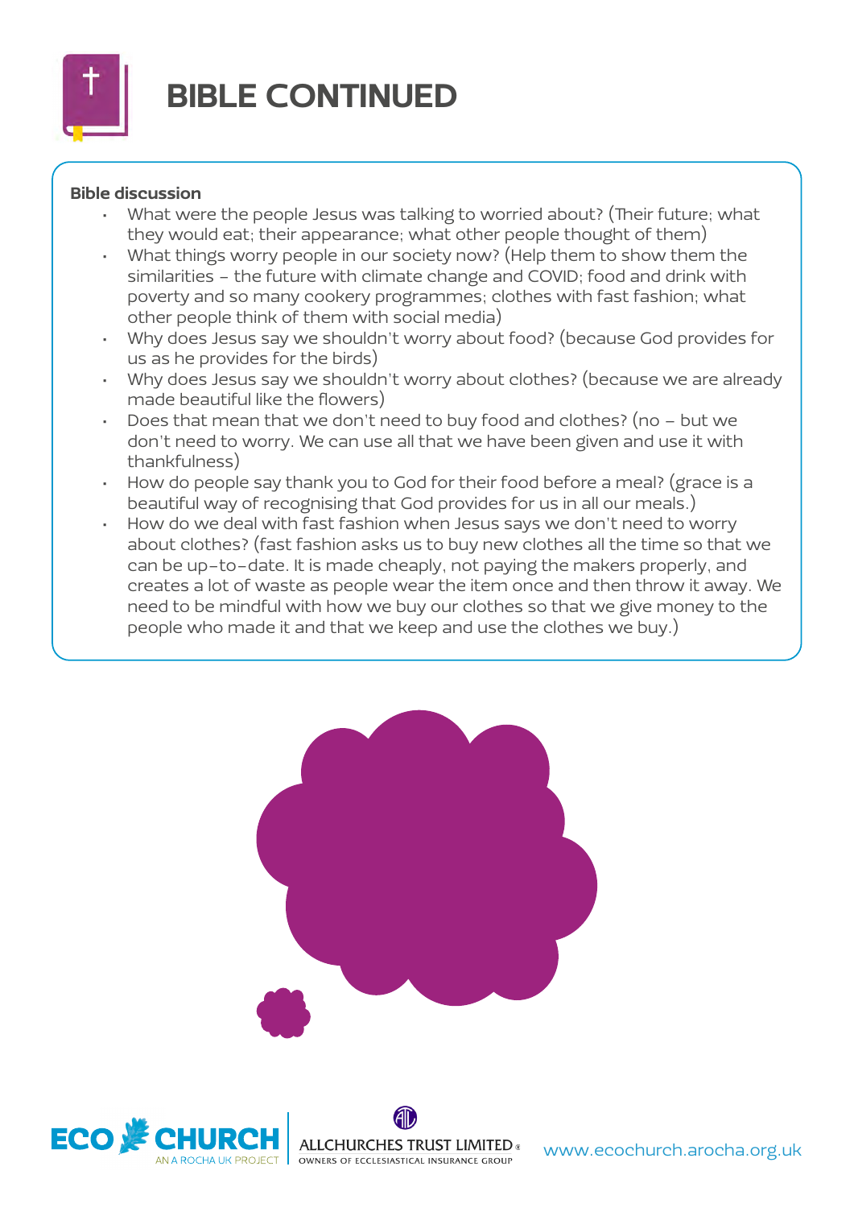# BIBLE CONTINUED

**Bible discussion**

- What were the people Jesus was talking to worried about? (Their future; what they would eat; their appearance; what other people thought of them)
- What things worry people in our society now? (Help them to show them the similarities – the future with climate change and COVID; food and drink with poverty and so many cookery programmes; clothes with fast fashion; what other people think of them with social media)
- Why does Jesus say we shouldn't worry about food? (because God provides for us as he provides for the birds)
- Why does Jesus say we shouldn't worry about clothes? (because we are already made beautiful like the flowers)
- Does that mean that we don't need to buy food and clothes? (no – but we don't need to worry. We can use all that we have been given and use it with thankfulness)
- How do people say thank you to God for their food before a meal? (grace is a beautiful way of recognising that God provides for us in all our meals.)
- How do we deal with fast fashion when Jesus says we don't need to worry about clothes? (fast fashion asks us to buy new clothes all the time so that we can be up-to-date. It is made cheaply, not paying the makers properly, and creates a lot of waste as people wear the item once and then throw it away. We need to be mindful with how we buy our clothes so that we give money to the people who made it and that we keep and use the clothes we buy.)

ECO CHURCH — AN A ROCHA UK PROJECT | ALLCHURCHES TRUST LIMITED — OWNERS OF ECCLESIASTICAL INSURANCE GROUP

www.ecochurch.arocha.org.uk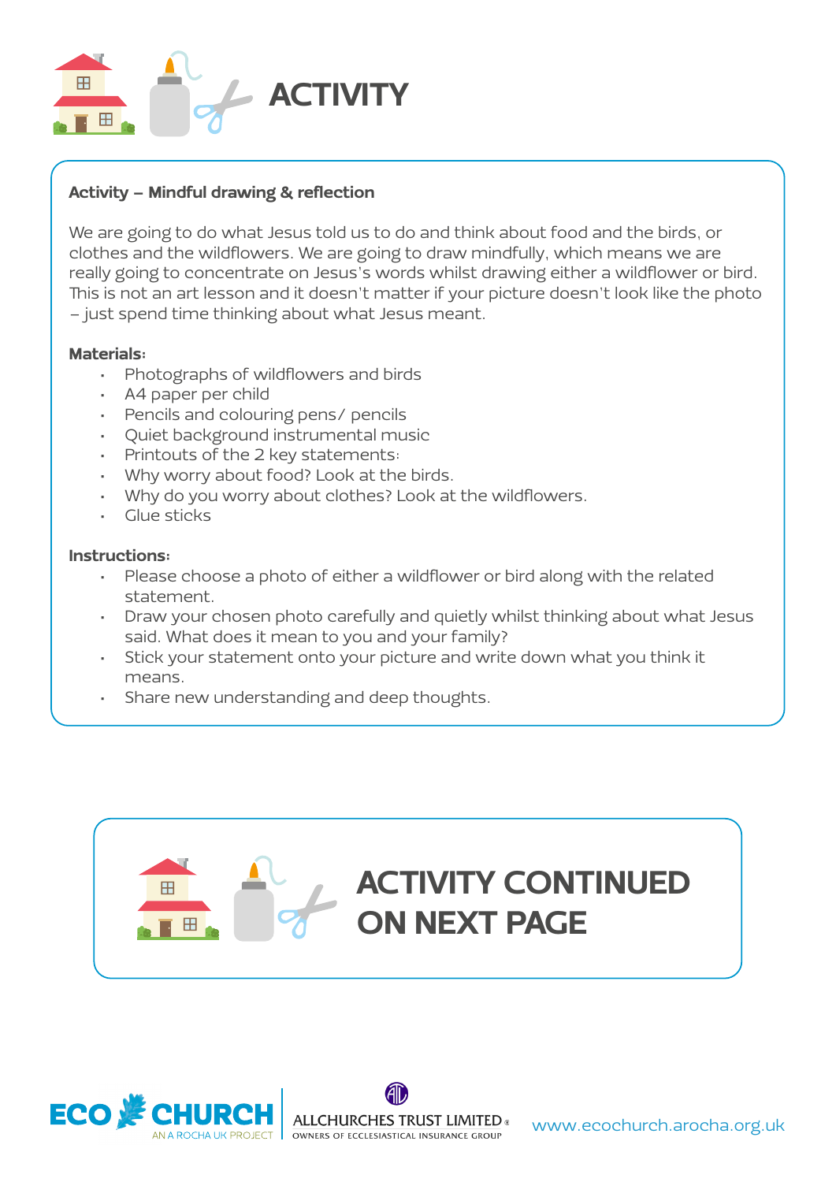# ACTIVITY

**Activity – Mindful drawing & reflection**

We are going to do what Jesus told us to do and think about food and the birds, or clothes and the wildflowers. We are going to draw mindfully, which means we are really going to concentrate on Jesus's words whilst drawing either a wildflower or bird. This is not an art lesson and it doesn't matter if your picture doesn't look like the photo – just spend time thinking about what Jesus meant.

**Materials:**

- Photographs of wildflowers and birds
- A4 paper per child
- Pencils and colouring pens/ pencils
- Quiet background instrumental music
- Printouts of the 2 key statements:
- Why worry about food? Look at the birds.
- Why do you worry about clothes? Look at the wildflowers.
- Glue sticks

**Instructions:**

- Please choose a photo of either a wildflower or bird along with the related statement.
- Draw your chosen photo carefully and quietly whilst thinking about what Jesus said. What does it mean to you and your family?
- Stick your statement onto your picture and write down what you think it means.
- Share new understanding and deep thoughts.

## ACTIVITY CONTINUED ON NEXT PAGE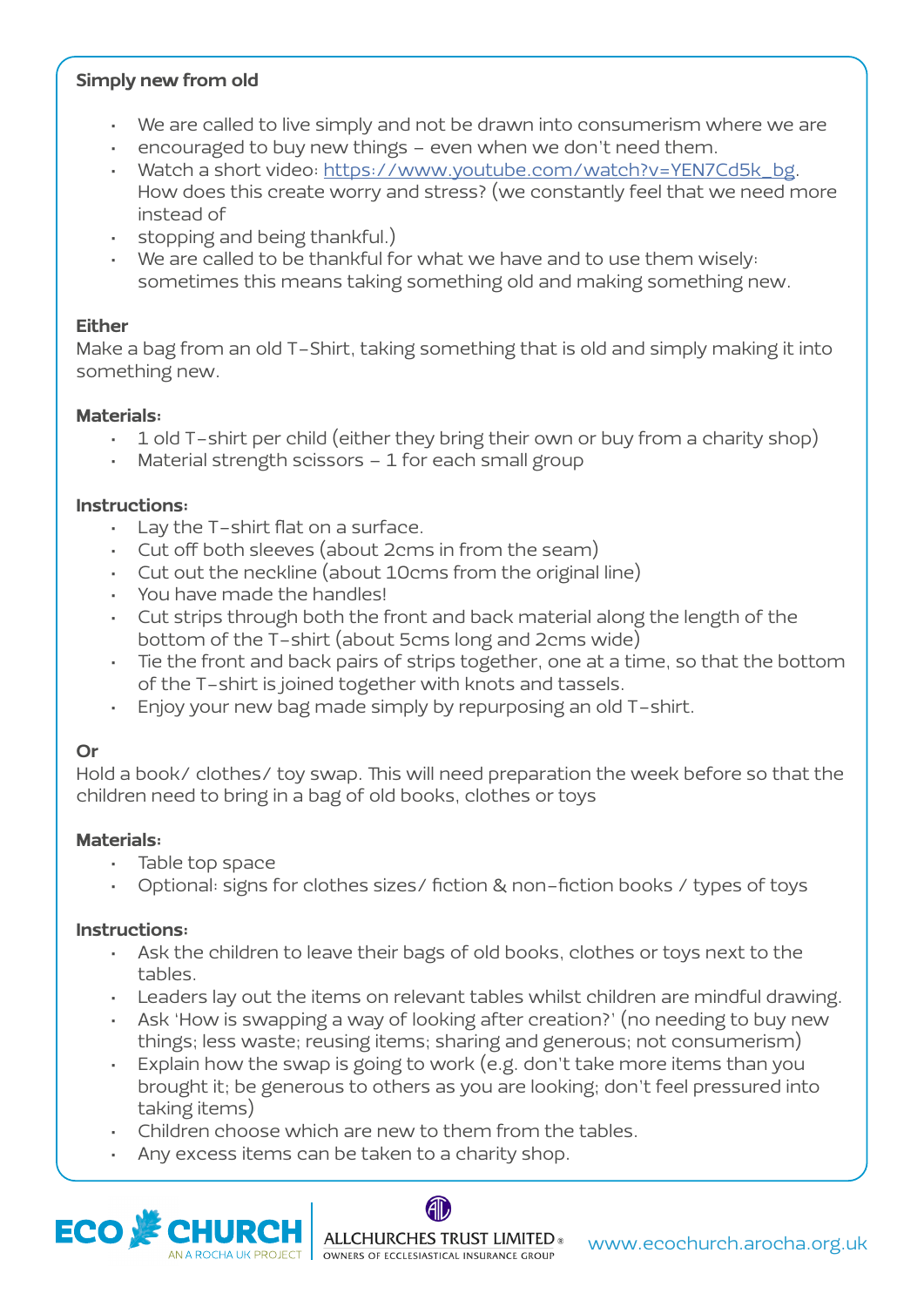**Simply new from old**

- We are called to live simply and not be drawn into consumerism where we are
- encouraged to buy new things – even when we don't need them.
- Watch a short video: https://www.youtube.com/watch?v=YEN7Cd5k_bg. How does this create worry and stress? (we constantly feel that we need more instead of
- stopping and being thankful.)
- We are called to be thankful for what we have and to use them wisely: sometimes this means taking something old and making something new.

**Either**

Make a bag from an old T-Shirt, taking something that is old and simply making it into something new.

**Materials:**

- 1 old T-shirt per child (either they bring their own or buy from a charity shop)
- Material strength scissors – 1 for each small group

**Instructions:**

- Lay the T-shirt flat on a surface.
- Cut off both sleeves (about 2cms in from the seam)
- Cut out the neckline (about 10cms from the original line)
- You have made the handles!
- Cut strips through both the front and back material along the length of the bottom of the T-shirt (about 5cms long and 2cms wide)
- Tie the front and back pairs of strips together, one at a time, so that the bottom of the T-shirt is joined together with knots and tassels.
- Enjoy your new bag made simply by repurposing an old T-shirt.

**Or**

Hold a book/ clothes/ toy swap. This will need preparation the week before so that the children need to bring in a bag of old books, clothes or toys

**Materials:**

- Table top space
- Optional: signs for clothes sizes/ fiction & non-fiction books / types of toys

**Instructions:**

- Ask the children to leave their bags of old books, clothes or toys next to the tables.
- Leaders lay out the items on relevant tables whilst children are mindful drawing.
- Ask 'How is swapping a way of looking after creation?' (no needing to buy new things; less waste; reusing items; sharing and generous; not consumerism)
- Explain how the swap is going to work (e.g. don't take more items than you brought it; be generous to others as you are looking; don't feel pressured into taking items)
- Children choose which are new to them from the tables.
- Any excess items can be taken to a charity shop.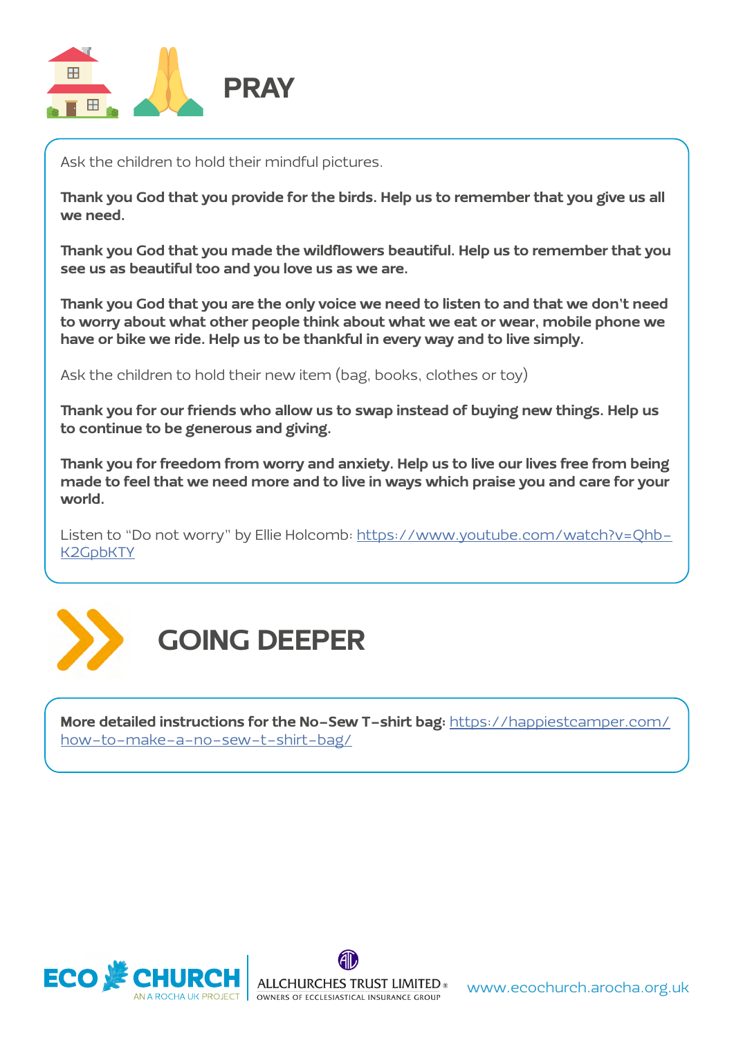# PRAY

Ask the children to hold their mindful pictures.

**Thank you God that you provide for the birds. Help us to remember that you give us all we need.**

**Thank you God that you made the wildflowers beautiful. Help us to remember that you see us as beautiful too and you love us as we are.**

**Thank you God that you are the only voice we need to listen to and that we don't need to worry about what other people think about what we eat or wear, mobile phone we have or bike we ride. Help us to be thankful in every way and to live simply.**

Ask the children to hold their new item (bag, books, clothes or toy)

**Thank you for our friends who allow us to swap instead of buying new things. Help us to continue to be generous and giving.**

**Thank you for freedom from worry and anxiety. Help us to live our lives free from being made to feel that we need more and to live in ways which praise you and care for your world.**

Listen to "Do not worry" by Ellie Holcomb: https://www.youtube.com/watch?v=Qhb-K2GpbKTY

# GOING DEEPER

**More detailed instructions for the No-Sew T-shirt bag:** https://happiestcamper.com/how-to-make-a-no-sew-t-shirt-bag/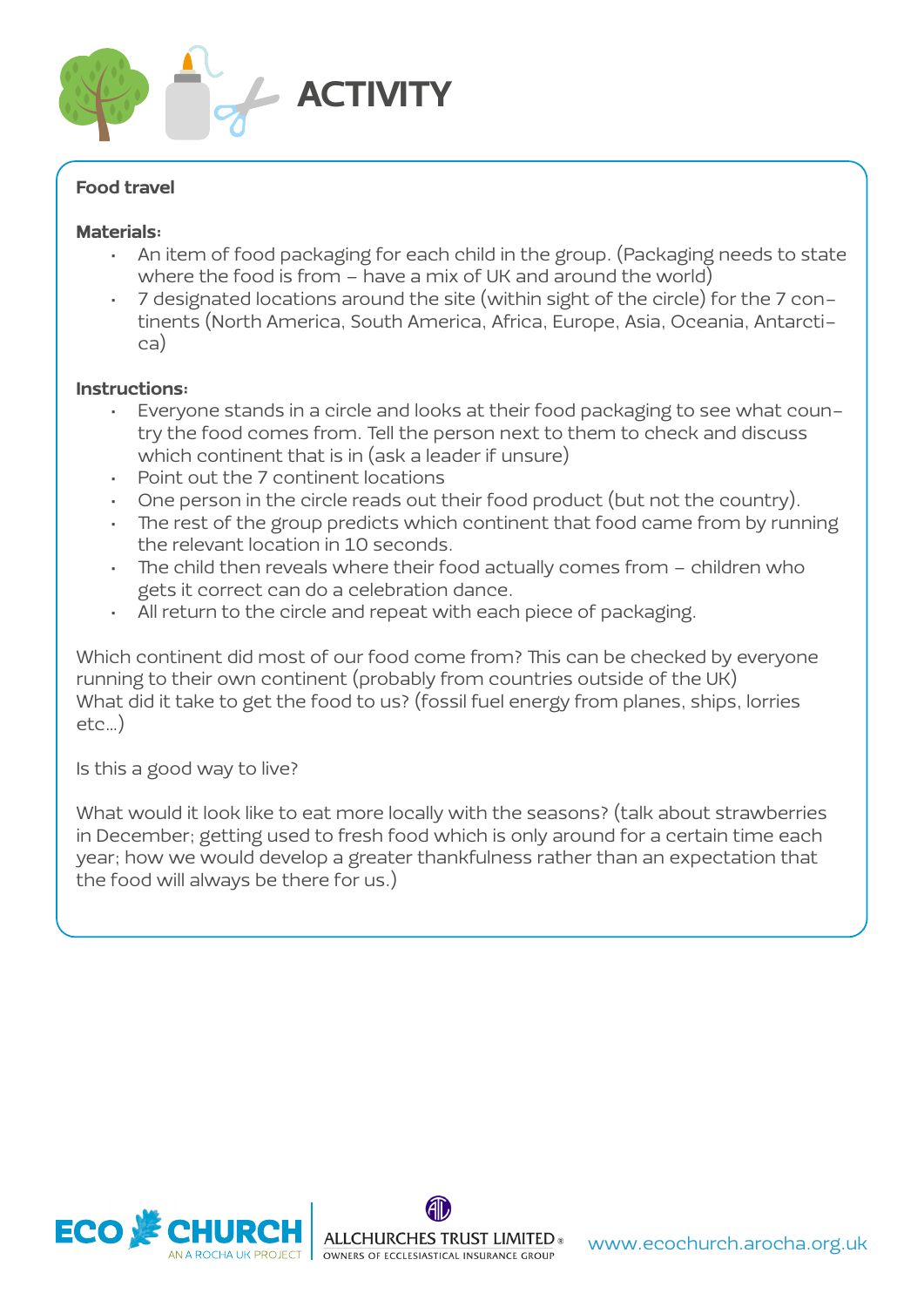# ACTIVITY

**Food travel**

**Materials:**

- An item of food packaging for each child in the group. (Packaging needs to state where the food is from – have a mix of UK and around the world)
- 7 designated locations around the site (within sight of the circle) for the 7 continents (North America, South America, Africa, Europe, Asia, Oceania, Antarctica)

**Instructions:**

- Everyone stands in a circle and looks at their food packaging to see what country the food comes from. Tell the person next to them to check and discuss which continent that is in (ask a leader if unsure)
- Point out the 7 continent locations
- One person in the circle reads out their food product (but not the country).
- The rest of the group predicts which continent that food came from by running the relevant location in 10 seconds.
- The child then reveals where their food actually comes from – children who gets it correct can do a celebration dance.
- All return to the circle and repeat with each piece of packaging.

Which continent did most of our food come from? This can be checked by everyone running to their own continent (probably from countries outside of the UK)
What did it take to get the food to us? (fossil fuel energy from planes, ships, lorries etc…)

Is this a good way to live?

What would it look like to eat more locally with the seasons? (talk about strawberries in December; getting used to fresh food which is only around for a certain time each year; how we would develop a greater thankfulness rather than an expectation that the food will always be there for us.)

ECO CHURCH AN A ROCHA UK PROJECT | ALLCHURCHES TRUST LIMITED OWNERS OF ECCLESIASTICAL INSURANCE GROUP | www.ecochurch.arocha.org.uk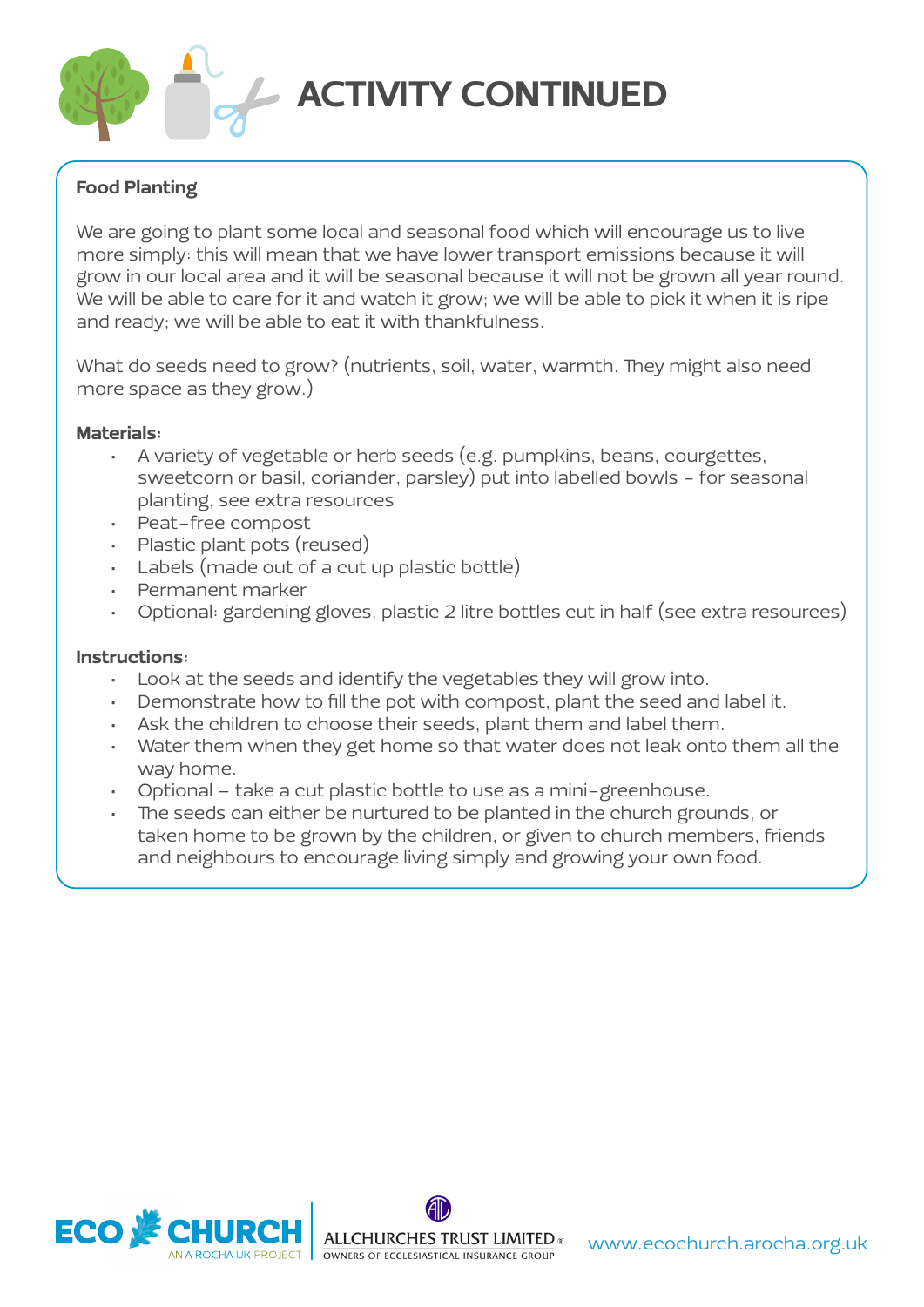# ACTIVITY CONTINUED

## Food Planting

We are going to plant some local and seasonal food which will encourage us to live more simply: this will mean that we have lower transport emissions because it will grow in our local area and it will be seasonal because it will not be grown all year round. We will be able to care for it and watch it grow; we will be able to pick it when it is ripe and ready; we will be able to eat it with thankfulness.

What do seeds need to grow? (nutrients, soil, water, warmth. They might also need more space as they grow.)

**Materials:**

- A variety of vegetable or herb seeds (e.g. pumpkins, beans, courgettes, sweetcorn or basil, coriander, parsley) put into labelled bowls – for seasonal planting, see extra resources
- Peat-free compost
- Plastic plant pots (reused)
- Labels (made out of a cut up plastic bottle)
- Permanent marker
- Optional: gardening gloves, plastic 2 litre bottles cut in half (see extra resources)

**Instructions:**

- Look at the seeds and identify the vegetables they will grow into.
- Demonstrate how to fill the pot with compost, plant the seed and label it.
- Ask the children to choose their seeds, plant them and label them.
- Water them when they get home so that water does not leak onto them all the way home.
- Optional – take a cut plastic bottle to use as a mini-greenhouse.
- The seeds can either be nurtured to be planted in the church grounds, or taken home to be grown by the children, or given to church members, friends and neighbours to encourage living simply and growing your own food.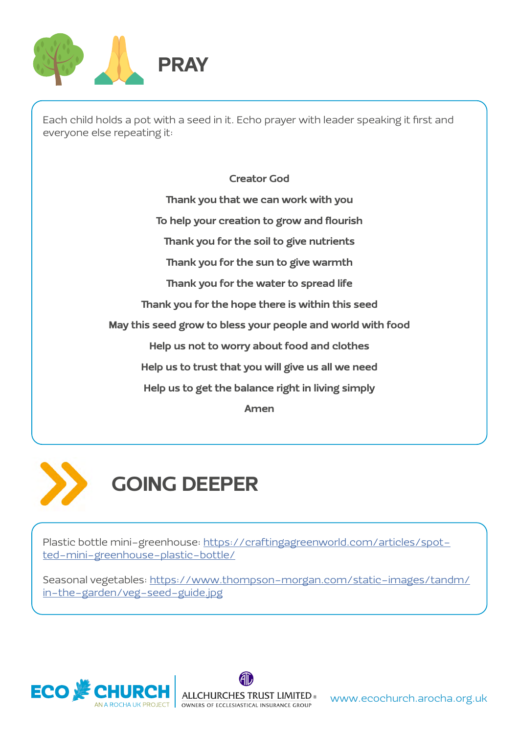# PRAY

Each child holds a pot with a seed in it. Echo prayer with leader speaking it first and everyone else repeating it:

**Creator God**

**Thank you that we can work with you**

**To help your creation to grow and flourish**

**Thank you for the soil to give nutrients**

**Thank you for the sun to give warmth**

**Thank you for the water to spread life**

**Thank you for the hope there is within this seed**

**May this seed grow to bless your people and world with food**

**Help us not to worry about food and clothes**

**Help us to trust that you will give us all we need**

**Help us to get the balance right in living simply**

**Amen**

# GOING DEEPER

Plastic bottle mini-greenhouse: https://craftingagreenworld.com/articles/spotted-mini-greenhouse-plastic-bottle/

Seasonal vegetables: https://www.thompson-morgan.com/static-images/tandm/in-the-garden/veg-seed-guide.jpg

ECO CHURCH
AN A ROCHA UK PROJECT

ALLCHURCHES TRUST LIMITED
OWNERS OF ECCLESIASTICAL INSURANCE GROUP

www.ecochurch.arocha.org.uk